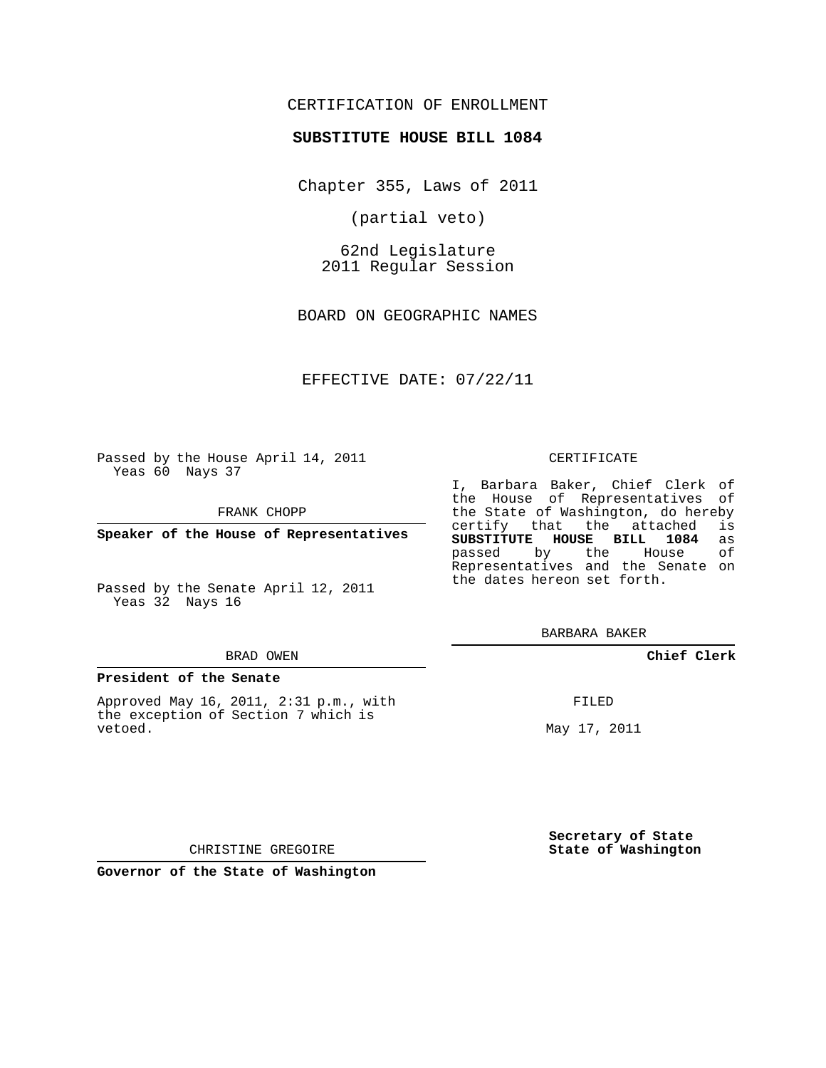CERTIFICATION OF ENROLLMENT

**SUBSTITUTE HOUSE BILL 1084**

Chapter 355, Laws of 2011

(partial veto)

62nd Legislature
2011 Regular Session

BOARD ON GEOGRAPHIC NAMES

EFFECTIVE DATE: 07/22/11

Passed by the House April 14, 2011
Yeas 60 Nays 37

FRANK CHOPP

**Speaker of the House of Representatives**

Passed by the Senate April 12, 2011
Yeas 32 Nays 16

BRAD OWEN

**President of the Senate**

Approved May 16, 2011, 2:31 p.m., with the exception of Section 7 which is vetoed.

CHRISTINE GREGOIRE

**Governor of the State of Washington**

CERTIFICATE

I, Barbara Baker, Chief Clerk of the House of Representatives of the State of Washington, do hereby certify that the attached is **SUBSTITUTE HOUSE BILL 1084** as passed by the House of Representatives and the Senate on the dates hereon set forth.

BARBARA BAKER

**Chief Clerk**

FILED

May 17, 2011

**Secretary of State**
**State of Washington**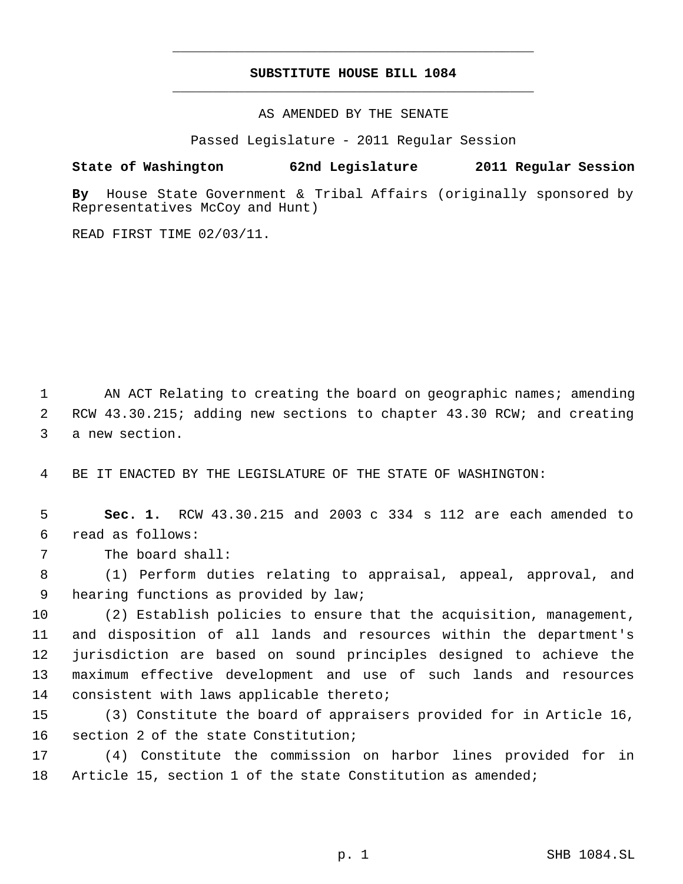# SUBSTITUTE HOUSE BILL 1084

AS AMENDED BY THE SENATE

Passed Legislature - 2011 Regular Session

**State of Washington 62nd Legislature 2011 Regular Session**

**By** House State Government & Tribal Affairs (originally sponsored by Representatives McCoy and Hunt)

READ FIRST TIME 02/03/11.

AN ACT Relating to creating the board on geographic names; amending RCW 43.30.215; adding new sections to chapter 43.30 RCW; and creating a new section.

BE IT ENACTED BY THE LEGISLATURE OF THE STATE OF WASHINGTON:

**Sec. 1.** RCW 43.30.215 and 2003 c 334 s 112 are each amended to read as follows:

The board shall:

(1) Perform duties relating to appraisal, appeal, approval, and hearing functions as provided by law;

(2) Establish policies to ensure that the acquisition, management, and disposition of all lands and resources within the department's jurisdiction are based on sound principles designed to achieve the maximum effective development and use of such lands and resources consistent with laws applicable thereto;

(3) Constitute the board of appraisers provided for in Article 16, section 2 of the state Constitution;

(4) Constitute the commission on harbor lines provided for in Article 15, section 1 of the state Constitution as amended;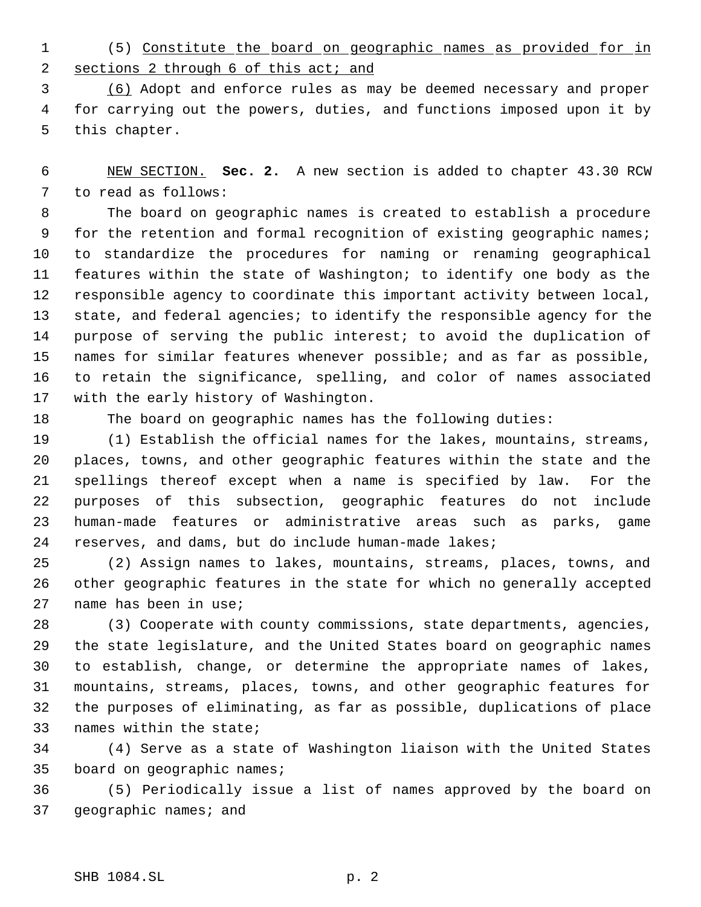(5) Constitute the board on geographic names as provided for in sections 2 through 6 of this act; and

(6) Adopt and enforce rules as may be deemed necessary and proper for carrying out the powers, duties, and functions imposed upon it by this chapter.

NEW SECTION. **Sec. 2.** A new section is added to chapter 43.30 RCW to read as follows:

The board on geographic names is created to establish a procedure for the retention and formal recognition of existing geographic names; to standardize the procedures for naming or renaming geographical features within the state of Washington; to identify one body as the responsible agency to coordinate this important activity between local, state, and federal agencies; to identify the responsible agency for the purpose of serving the public interest; to avoid the duplication of names for similar features whenever possible; and as far as possible, to retain the significance, spelling, and color of names associated with the early history of Washington.

The board on geographic names has the following duties:

(1) Establish the official names for the lakes, mountains, streams, places, towns, and other geographic features within the state and the spellings thereof except when a name is specified by law. For the purposes of this subsection, geographic features do not include human-made features or administrative areas such as parks, game reserves, and dams, but do include human-made lakes;

(2) Assign names to lakes, mountains, streams, places, towns, and other geographic features in the state for which no generally accepted name has been in use;

(3) Cooperate with county commissions, state departments, agencies, the state legislature, and the United States board on geographic names to establish, change, or determine the appropriate names of lakes, mountains, streams, places, towns, and other geographic features for the purposes of eliminating, as far as possible, duplications of place names within the state;

(4) Serve as a state of Washington liaison with the United States board on geographic names;

(5) Periodically issue a list of names approved by the board on geographic names; and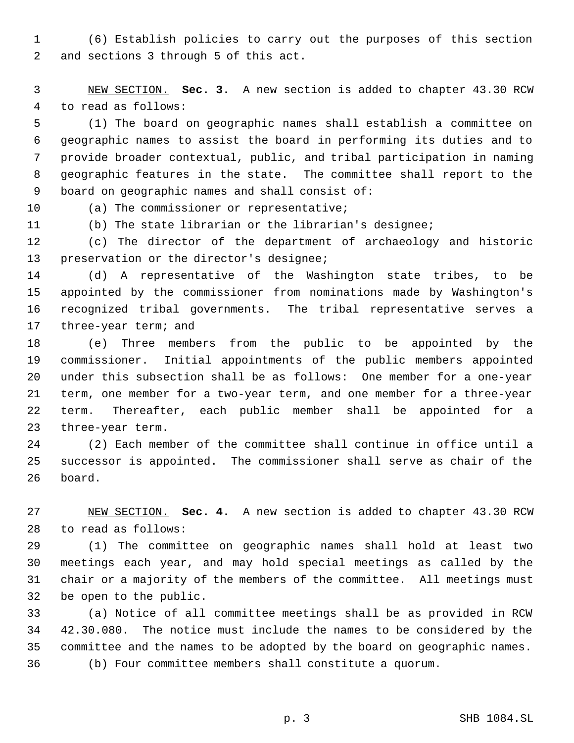(6) Establish policies to carry out the purposes of this section and sections 3 through 5 of this act.

NEW SECTION. **Sec. 3.** A new section is added to chapter 43.30 RCW to read as follows:

(1) The board on geographic names shall establish a committee on geographic names to assist the board in performing its duties and to provide broader contextual, public, and tribal participation in naming geographic features in the state. The committee shall report to the board on geographic names and shall consist of:

(a) The commissioner or representative;

(b) The state librarian or the librarian's designee;

(c) The director of the department of archaeology and historic preservation or the director's designee;

(d) A representative of the Washington state tribes, to be appointed by the commissioner from nominations made by Washington's recognized tribal governments. The tribal representative serves a three-year term; and

(e) Three members from the public to be appointed by the commissioner. Initial appointments of the public members appointed under this subsection shall be as follows: One member for a one-year term, one member for a two-year term, and one member for a three-year term. Thereafter, each public member shall be appointed for a three-year term.

(2) Each member of the committee shall continue in office until a successor is appointed. The commissioner shall serve as chair of the board.

NEW SECTION. **Sec. 4.** A new section is added to chapter 43.30 RCW to read as follows:

(1) The committee on geographic names shall hold at least two meetings each year, and may hold special meetings as called by the chair or a majority of the members of the committee. All meetings must be open to the public.

(a) Notice of all committee meetings shall be as provided in RCW 42.30.080. The notice must include the names to be considered by the committee and the names to be adopted by the board on geographic names.

(b) Four committee members shall constitute a quorum.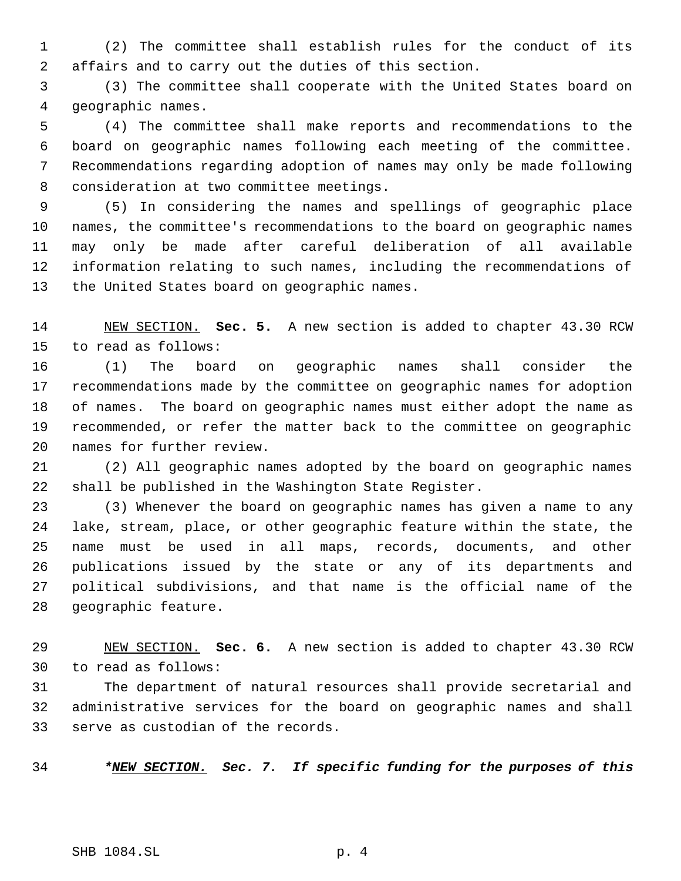(2) The committee shall establish rules for the conduct of its affairs and to carry out the duties of this section.

(3) The committee shall cooperate with the United States board on geographic names.

(4) The committee shall make reports and recommendations to the board on geographic names following each meeting of the committee. Recommendations regarding adoption of names may only be made following consideration at two committee meetings.

(5) In considering the names and spellings of geographic place names, the committee's recommendations to the board on geographic names may only be made after careful deliberation of all available information relating to such names, including the recommendations of the United States board on geographic names.

NEW SECTION. **Sec. 5.** A new section is added to chapter 43.30 RCW to read as follows:

(1) The board on geographic names shall consider the recommendations made by the committee on geographic names for adoption of names. The board on geographic names must either adopt the name as recommended, or refer the matter back to the committee on geographic names for further review.

(2) All geographic names adopted by the board on geographic names shall be published in the Washington State Register.

(3) Whenever the board on geographic names has given a name to any lake, stream, place, or other geographic feature within the state, the name must be used in all maps, records, documents, and other publications issued by the state or any of its departments and political subdivisions, and that name is the official name of the geographic feature.

NEW SECTION. **Sec. 6.** A new section is added to chapter 43.30 RCW to read as follows:

The department of natural resources shall provide secretarial and administrative services for the board on geographic names and shall serve as custodian of the records.

***NEW SECTION. Sec. 7. If specific funding for the purposes of this**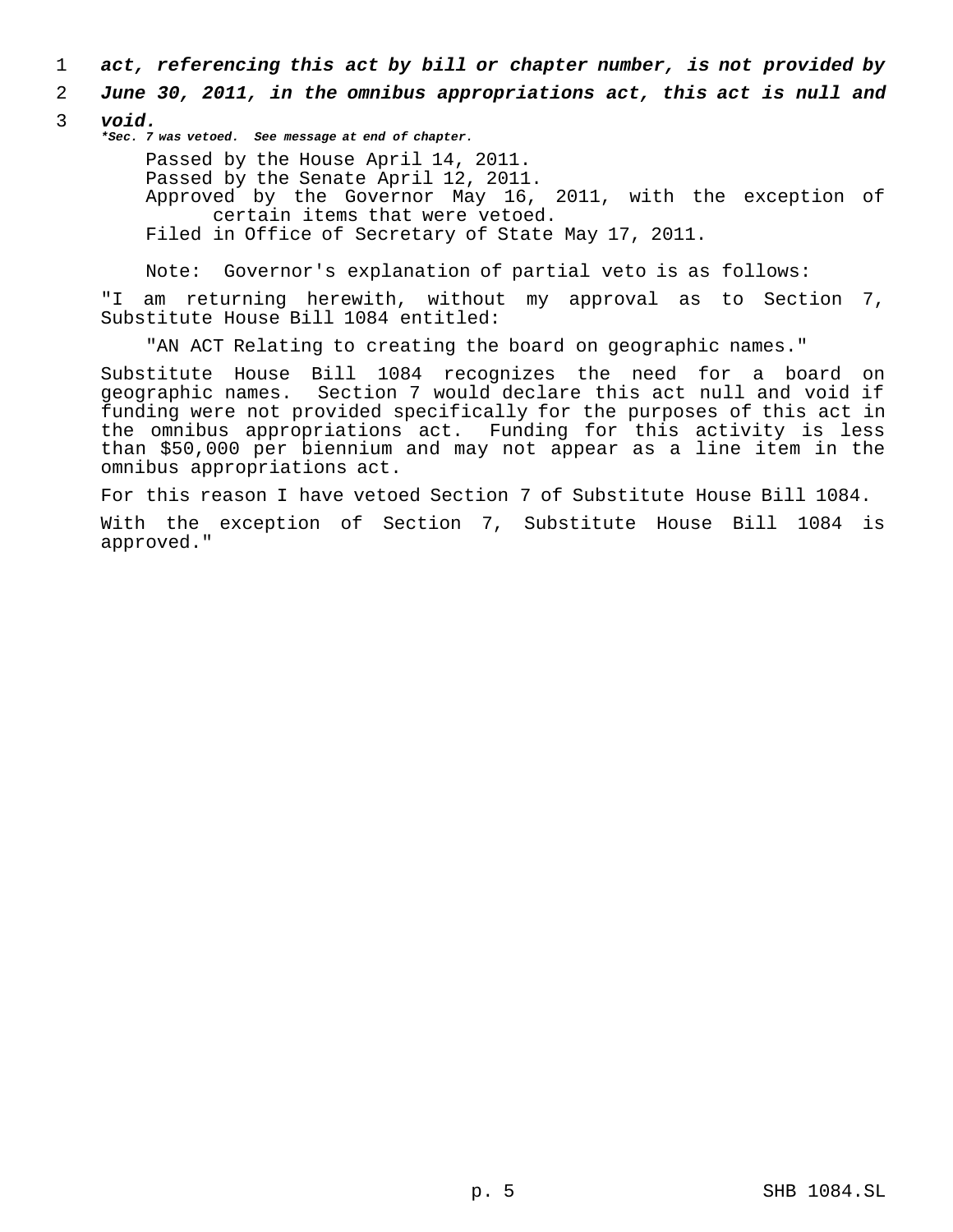***act, referencing this act by bill or chapter number, is not provided by June 30, 2011, in the omnibus appropriations act, this act is null and void.***

***\*Sec. 7 was vetoed. See message at end of chapter.***

Passed by the House April 14, 2011.
Passed by the Senate April 12, 2011.
Approved by the Governor May 16, 2011, with the exception of certain items that were vetoed.
Filed in Office of Secretary of State May 17, 2011.

Note: Governor's explanation of partial veto is as follows:

"I am returning herewith, without my approval as to Section 7, Substitute House Bill 1084 entitled:

"AN ACT Relating to creating the board on geographic names."

Substitute House Bill 1084 recognizes the need for a board on geographic names. Section 7 would declare this act null and void if funding were not provided specifically for the purposes of this act in the omnibus appropriations act. Funding for this activity is less than $50,000 per biennium and may not appear as a line item in the omnibus appropriations act.

For this reason I have vetoed Section 7 of Substitute House Bill 1084.

With the exception of Section 7, Substitute House Bill 1084 is approved."